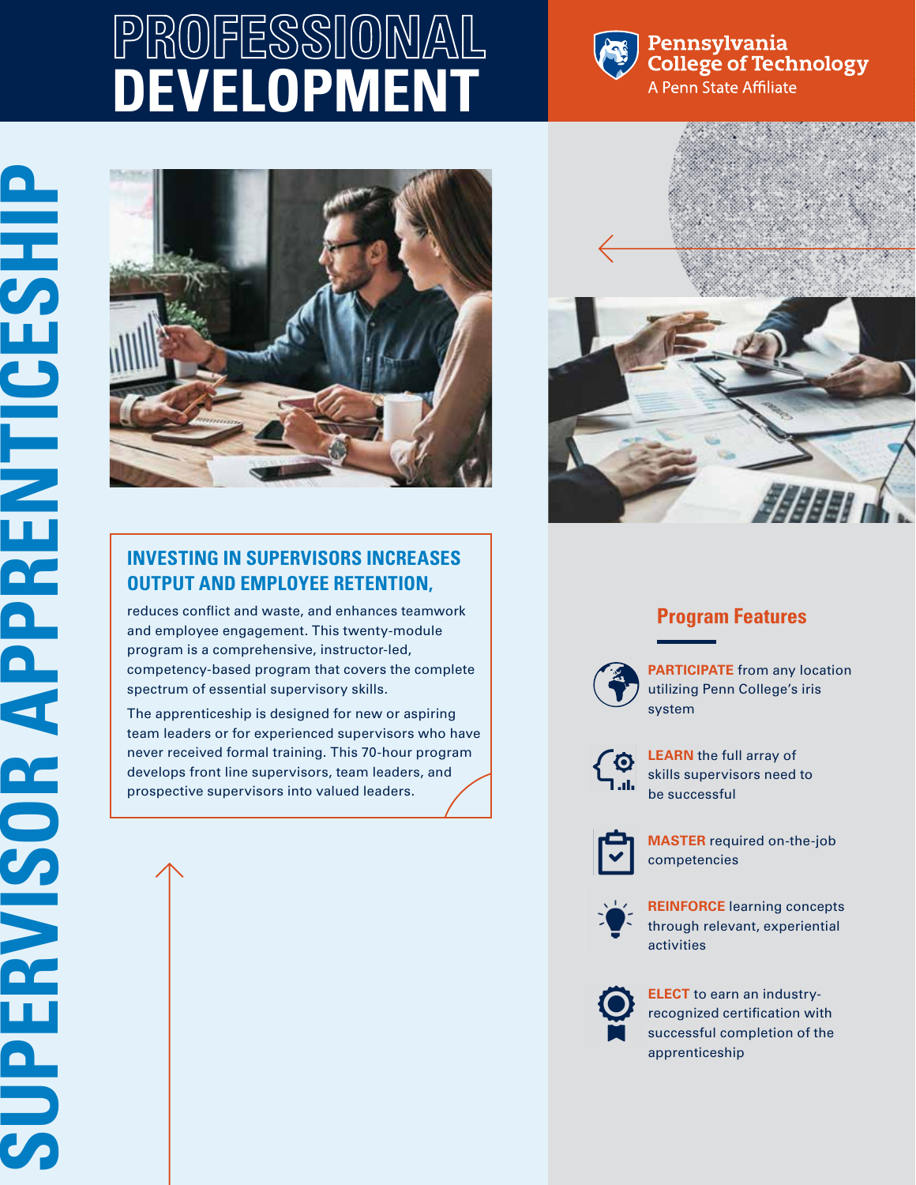# PROFESSIONAL DEVELOPMENT

Pennsylvania College of Technology
A Penn State Affiliate

# SUPERVISOR APPRENTICESHIP

## INVESTING IN SUPERVISORS INCREASES OUTPUT AND EMPLOYEE RETENTION,

reduces conflict and waste, and enhances teamwork and employee engagement. This twenty-module program is a comprehensive, instructor-led, competency-based program that covers the complete spectrum of essential supervisory skills.

The apprenticeship is designed for new or aspiring team leaders or for experienced supervisors who have never received formal training. This 70-hour program develops front line supervisors, team leaders, and prospective supervisors into valued leaders.

## Program Features

- **PARTICIPATE** from any location utilizing Penn College's iris system
- **LEARN** the full array of skills supervisors need to be successful
- **MASTER** required on-the-job competencies
- **REINFORCE** learning concepts through relevant, experiential activities
- **ELECT** to earn an industry-recognized certification with successful completion of the apprenticeship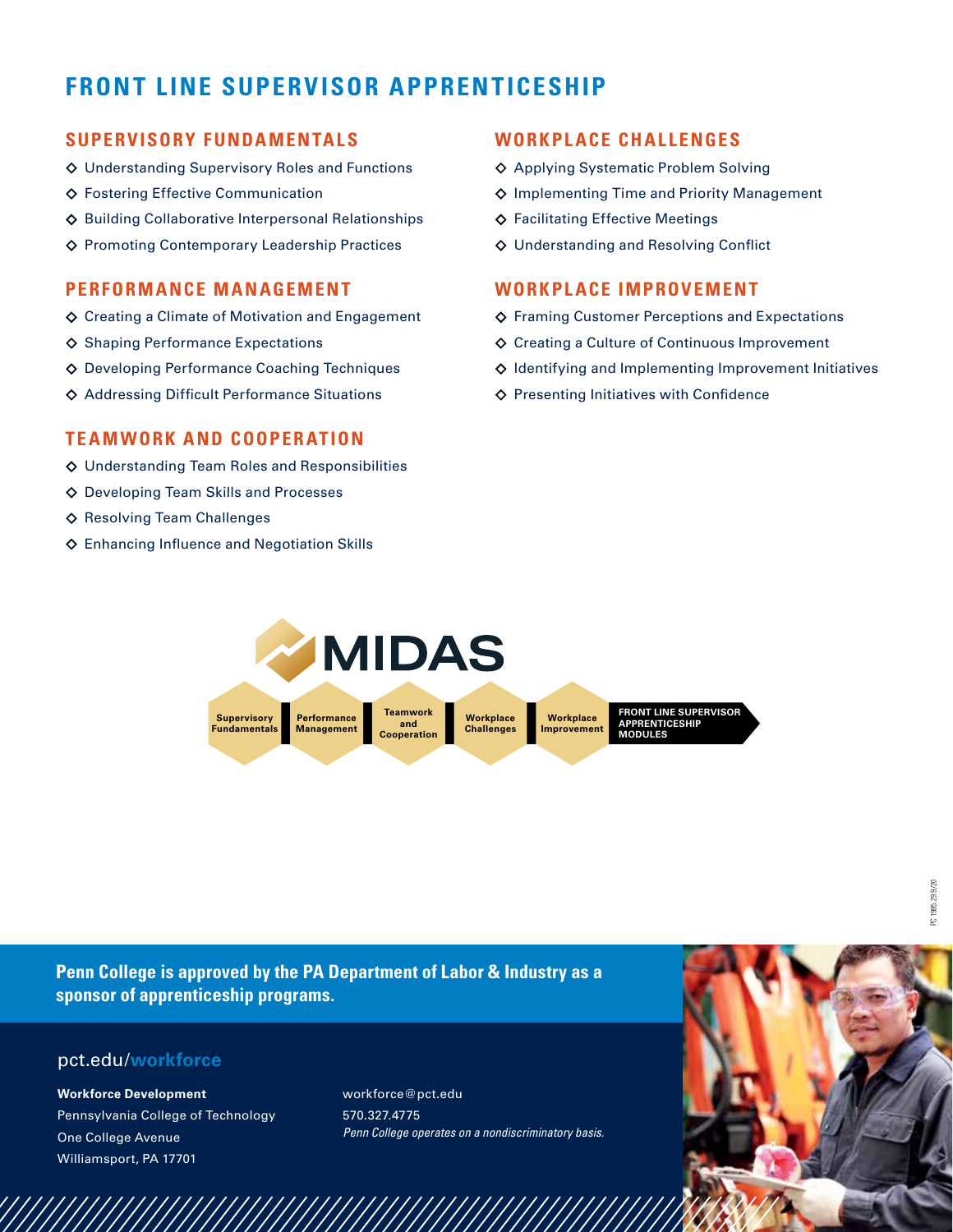# FRONT LINE SUPERVISOR APPRENTICESHIP

## SUPERVISORY FUNDAMENTALS

- Understanding Supervisory Roles and Functions
- Fostering Effective Communication
- Building Collaborative Interpersonal Relationships
- Promoting Contemporary Leadership Practices

## PERFORMANCE MANAGEMENT

- Creating a Climate of Motivation and Engagement
- Shaping Performance Expectations
- Developing Performance Coaching Techniques
- Addressing Difficult Performance Situations

## TEAMWORK AND COOPERATION

- Understanding Team Roles and Responsibilities
- Developing Team Skills and Processes
- Resolving Team Challenges
- Enhancing Influence and Negotiation Skills

## WORKPLACE CHALLENGES

- Applying Systematic Problem Solving
- Implementing Time and Priority Management
- Facilitating Effective Meetings
- Understanding and Resolving Conflict

## WORKPLACE IMPROVEMENT

- Framing Customer Perceptions and Expectations
- Creating a Culture of Continuous Improvement
- Identifying and Implementing Improvement Initiatives
- Presenting Initiatives with Confidence

MIDAS

Supervisory Fundamentals
Performance Management
Teamwork and Cooperation
Workplace Challenges
Workplace Improvement
FRONT LINE SUPERVISOR APPRENTICESHIP MODULES

PC 1995 29.9/20

**Penn College is approved by the PA Department of Labor & Industry as a sponsor of apprenticeship programs.**

pct.edu/**workforce**

**Workforce Development**
Pennsylvania College of Technology
One College Avenue
Williamsport, PA 17701

workforce@pct.edu
570.327.4775
*Penn College operates on a nondiscriminatory basis.*